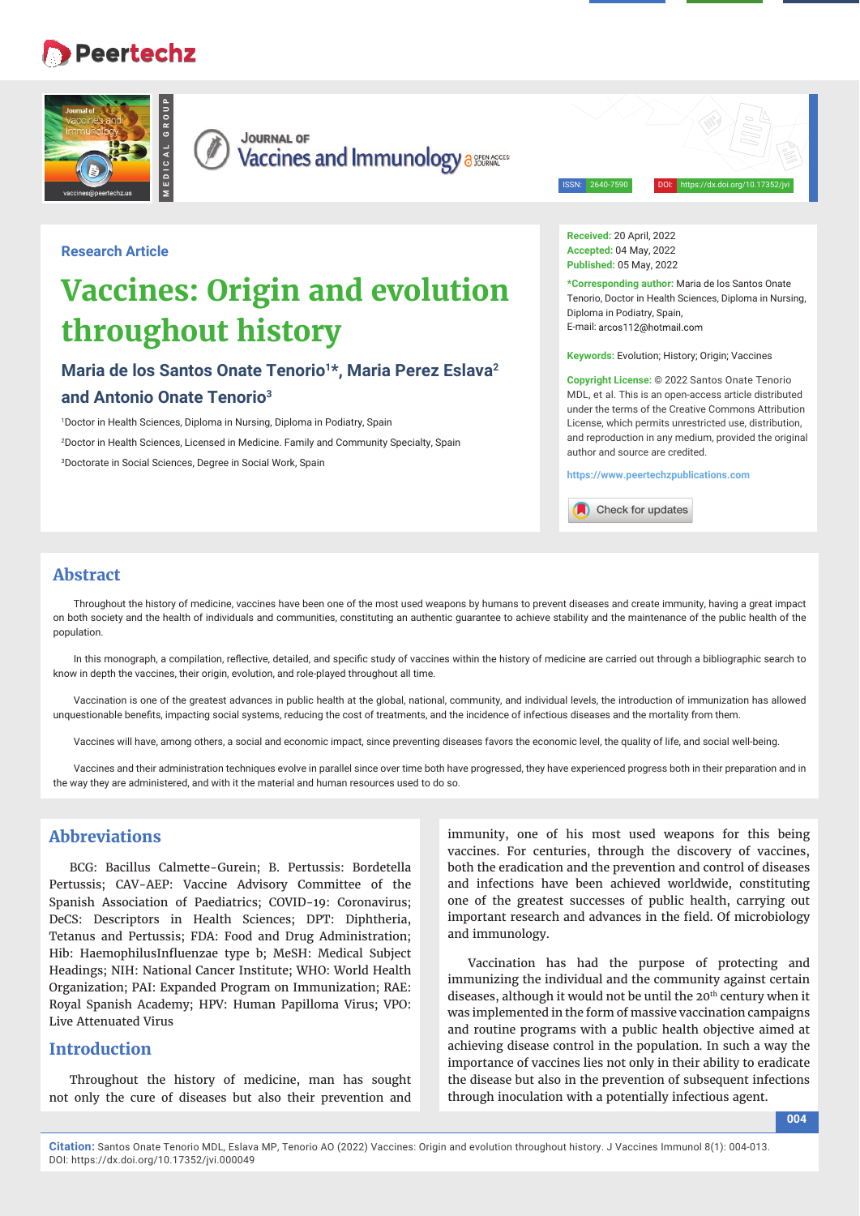Research Article

# Vaccines: Origin and evolution throughout history

**Maria de los Santos Onate Tenorio[1]*, Maria Perez Eslava[2] and Antonio Onate Tenorio[3]**

[1]Doctor in Health Sciences, Diploma in Nursing, Diploma in Podiatry, Spain

[2]Doctor in Health Sciences, Licensed in Medicine. Family and Community Specialty, Spain

[3]Doctorate in Social Sciences, Degree in Social Work, Spain

**Received:** 20 April, 2022
**Accepted:** 04 May, 2022
**Published:** 05 May, 2022

**\*Corresponding author:** Maria de los Santos Onate Tenorio, Doctor in Health Sciences, Diploma in Nursing, Diploma in Podiatry, Spain,
E-mail: arcos112@hotmail.com

**Keywords:** Evolution; History; Origin; Vaccines

**Copyright License:** © 2022 Santos Onate Tenorio MDL, et al. This is an open-access article distributed under the terms of the Creative Commons Attribution License, which permits unrestricted use, distribution, and reproduction in any medium, provided the original author and source are credited.

https://www.peertechzpublications.com

## Abstract

Throughout the history of medicine, vaccines have been one of the most used weapons by humans to prevent diseases and create immunity, having a great impact on both society and the health of individuals and communities, constituting an authentic guarantee to achieve stability and the maintenance of the public health of the population.

In this monograph, a compilation, reflective, detailed, and specific study of vaccines within the history of medicine are carried out through a bibliographic search to know in depth the vaccines, their origin, evolution, and role-played throughout all time.

Vaccination is one of the greatest advances in public health at the global, national, community, and individual levels, the introduction of immunization has allowed unquestionable benefits, impacting social systems, reducing the cost of treatments, and the incidence of infectious diseases and the mortality from them.

Vaccines will have, among others, a social and economic impact, since preventing diseases favors the economic level, the quality of life, and social well-being.

Vaccines and their administration techniques evolve in parallel since over time both have progressed, they have experienced progress both in their preparation and in the way they are administered, and with it the material and human resources used to do so.

## Abbreviations

BCG: Bacillus Calmette-Gurein; B. Pertussis: Bordetella Pertussis; CAV-AEP: Vaccine Advisory Committee of the Spanish Association of Paediatrics; COVID-19: Coronavirus; DeCS: Descriptors in Health Sciences; DPT: Diphtheria, Tetanus and Pertussis; FDA: Food and Drug Administration; Hib: HaemophilusInfluenzae type b; MeSH: Medical Subject Headings; NIH: National Cancer Institute; WHO: World Health Organization; PAI: Expanded Program on Immunization; RAE: Royal Spanish Academy; HPV: Human Papilloma Virus; VPO: Live Attenuated Virus

## Introduction

Throughout the history of medicine, man has sought not only the cure of diseases but also their prevention and immunity, one of his most used weapons for this being vaccines. For centuries, through the discovery of vaccines, both the eradication and the prevention and control of diseases and infections have been achieved worldwide, constituting one of the greatest successes of public health, carrying out important research and advances in the field. Of microbiology and immunology.

Vaccination has had the purpose of protecting and immunizing the individual and the community against certain diseases, although it would not be until the 20$^{th}$ century when it was implemented in the form of massive vaccination campaigns and routine programs with a public health objective aimed at achieving disease control in the population. In such a way the importance of vaccines lies not only in their ability to eradicate the disease but also in the prevention of subsequent infections through inoculation with a potentially infectious agent.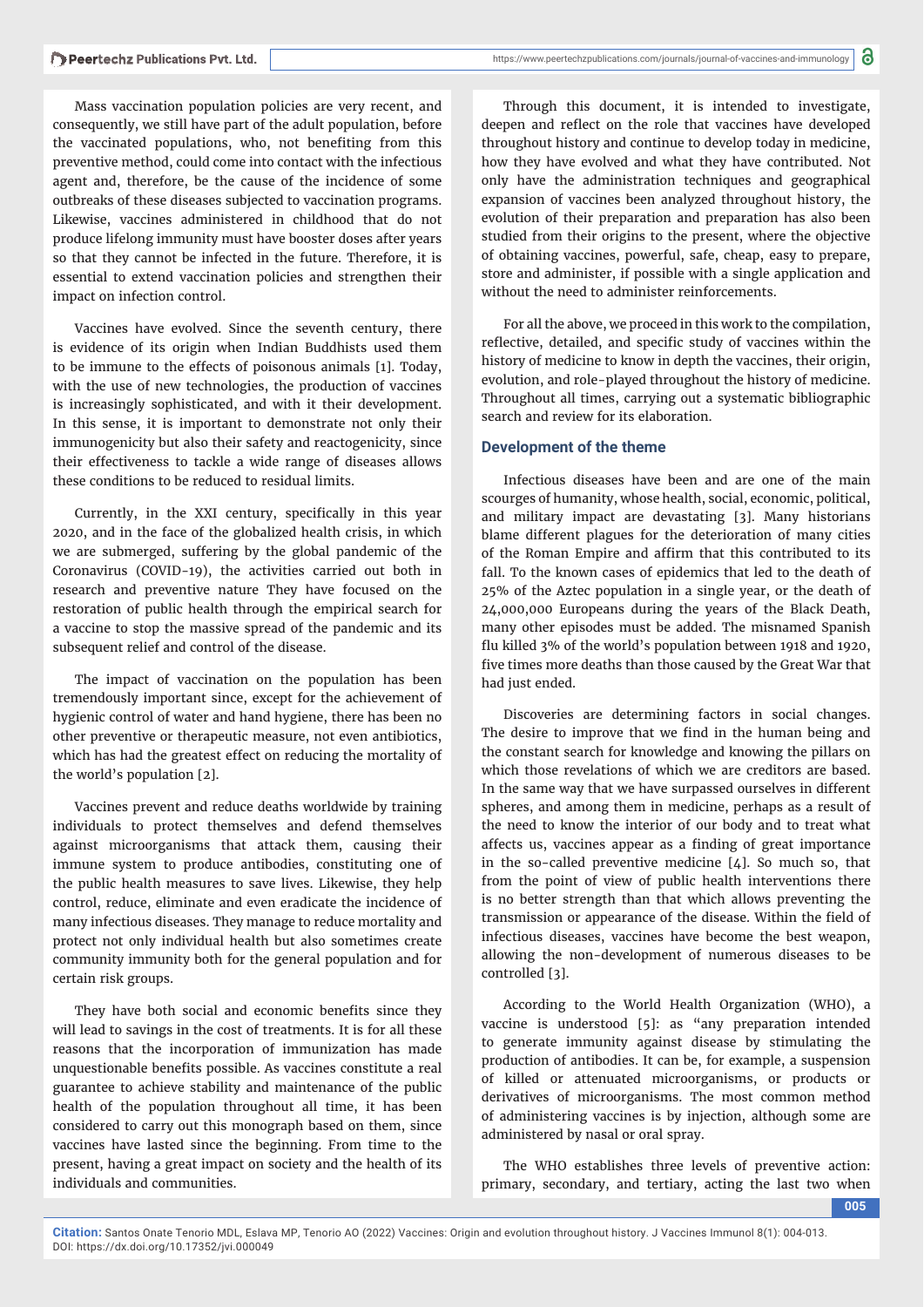Mass vaccination population policies are very recent, and consequently, we still have part of the adult population, before the vaccinated populations, who, not benefiting from this preventive method, could come into contact with the infectious agent and, therefore, be the cause of the incidence of some outbreaks of these diseases subjected to vaccination programs. Likewise, vaccines administered in childhood that do not produce lifelong immunity must have booster doses after years so that they cannot be infected in the future. Therefore, it is essential to extend vaccination policies and strengthen their impact on infection control.

Vaccines have evolved. Since the seventh century, there is evidence of its origin when Indian Buddhists used them to be immune to the effects of poisonous animals [1]. Today, with the use of new technologies, the production of vaccines is increasingly sophisticated, and with it their development. In this sense, it is important to demonstrate not only their immunogenicity but also their safety and reactogenicity, since their effectiveness to tackle a wide range of diseases allows these conditions to be reduced to residual limits.

Currently, in the XXI century, specifically in this year 2020, and in the face of the globalized health crisis, in which we are submerged, suffering by the global pandemic of the Coronavirus (COVID-19), the activities carried out both in research and preventive nature They have focused on the restoration of public health through the empirical search for a vaccine to stop the massive spread of the pandemic and its subsequent relief and control of the disease.

The impact of vaccination on the population has been tremendously important since, except for the achievement of hygienic control of water and hand hygiene, there has been no other preventive or therapeutic measure, not even antibiotics, which has had the greatest effect on reducing the mortality of the world's population [2].

Vaccines prevent and reduce deaths worldwide by training individuals to protect themselves and defend themselves against microorganisms that attack them, causing their immune system to produce antibodies, constituting one of the public health measures to save lives. Likewise, they help control, reduce, eliminate and even eradicate the incidence of many infectious diseases. They manage to reduce mortality and protect not only individual health but also sometimes create community immunity both for the general population and for certain risk groups.

They have both social and economic benefits since they will lead to savings in the cost of treatments. It is for all these reasons that the incorporation of immunization has made unquestionable benefits possible. As vaccines constitute a real guarantee to achieve stability and maintenance of the public health of the population throughout all time, it has been considered to carry out this monograph based on them, since vaccines have lasted since the beginning. From time to the present, having a great impact on society and the health of its individuals and communities.

Through this document, it is intended to investigate, deepen and reflect on the role that vaccines have developed throughout history and continue to develop today in medicine, how they have evolved and what they have contributed. Not only have the administration techniques and geographical expansion of vaccines been analyzed throughout history, the evolution of their preparation and preparation has also been studied from their origins to the present, where the objective of obtaining vaccines, powerful, safe, cheap, easy to prepare, store and administer, if possible with a single application and without the need to administer reinforcements.

For all the above, we proceed in this work to the compilation, reflective, detailed, and specific study of vaccines within the history of medicine to know in depth the vaccines, their origin, evolution, and role-played throughout the history of medicine. Throughout all times, carrying out a systematic bibliographic search and review for its elaboration.

## Development of the theme

Infectious diseases have been and are one of the main scourges of humanity, whose health, social, economic, political, and military impact are devastating [3]. Many historians blame different plagues for the deterioration of many cities of the Roman Empire and affirm that this contributed to its fall. To the known cases of epidemics that led to the death of 25% of the Aztec population in a single year, or the death of 24,000,000 Europeans during the years of the Black Death, many other episodes must be added. The misnamed Spanish flu killed 3% of the world's population between 1918 and 1920, five times more deaths than those caused by the Great War that had just ended.

Discoveries are determining factors in social changes. The desire to improve that we find in the human being and the constant search for knowledge and knowing the pillars on which those revelations of which we are creditors are based. In the same way that we have surpassed ourselves in different spheres, and among them in medicine, perhaps as a result of the need to know the interior of our body and to treat what affects us, vaccines appear as a finding of great importance in the so-called preventive medicine [4]. So much so, that from the point of view of public health interventions there is no better strength than that which allows preventing the transmission or appearance of the disease. Within the field of infectious diseases, vaccines have become the best weapon, allowing the non-development of numerous diseases to be controlled [3].

According to the World Health Organization (WHO), a vaccine is understood [5]: as "any preparation intended to generate immunity against disease by stimulating the production of antibodies. It can be, for example, a suspension of killed or attenuated microorganisms, or products or derivatives of microorganisms. The most common method of administering vaccines is by injection, although some are administered by nasal or oral spray.

The WHO establishes three levels of preventive action: primary, secondary, and tertiary, acting the last two when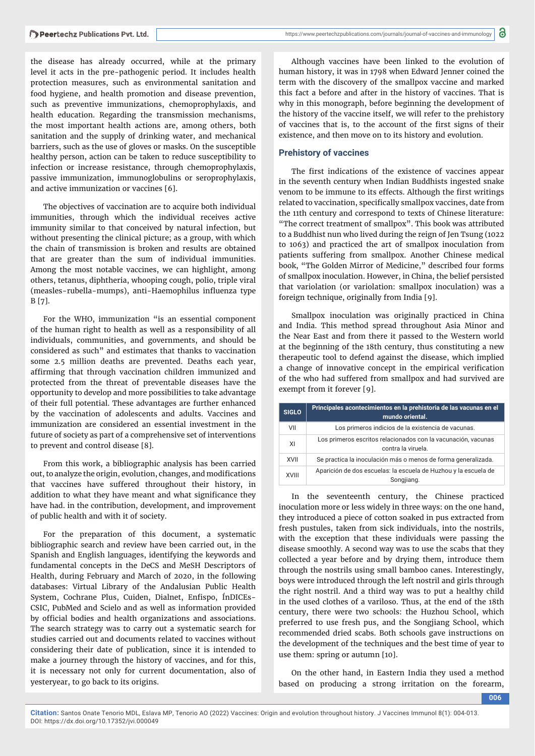the disease has already occurred, while at the primary level it acts in the pre-pathogenic period. It includes health protection measures, such as environmental sanitation and food hygiene, and health promotion and disease prevention, such as preventive immunizations, chemoprophylaxis, and health education. Regarding the transmission mechanisms, the most important health actions are, among others, both sanitation and the supply of drinking water, and mechanical barriers, such as the use of gloves or masks. On the susceptible healthy person, action can be taken to reduce susceptibility to infection or increase resistance, through chemoprophylaxis, passive immunization, immunoglobulins or seroprophylaxis, and active immunization or vaccines [6].

The objectives of vaccination are to acquire both individual immunities, through which the individual receives active immunity similar to that conceived by natural infection, but without presenting the clinical picture; as a group, with which the chain of transmission is broken and results are obtained that are greater than the sum of individual immunities. Among the most notable vaccines, we can highlight, among others, tetanus, diphtheria, whooping cough, polio, triple viral (measles-rubella-mumps), anti-Haemophilus influenza type B [7].

For the WHO, immunization "is an essential component of the human right to health as well as a responsibility of all individuals, communities, and governments, and should be considered as such" and estimates that thanks to vaccination some 2.5 million deaths are prevented. Deaths each year, affirming that through vaccination children immunized and protected from the threat of preventable diseases have the opportunity to develop and more possibilities to take advantage of their full potential. These advantages are further enhanced by the vaccination of adolescents and adults. Vaccines and immunization are considered an essential investment in the future of society as part of a comprehensive set of interventions to prevent and control disease [8].

From this work, a bibliographic analysis has been carried out, to analyze the origin, evolution, changes, and modifications that vaccines have suffered throughout their history, in addition to what they have meant and what significance they have had. in the contribution, development, and improvement of public health and with it of society.

For the preparation of this document, a systematic bibliographic search and review have been carried out, in the Spanish and English languages, identifying the keywords and fundamental concepts in the DeCS and MeSH Descriptors of Health, during February and March of 2020, in the following databases: Virtual Library of the Andalusian Public Health System, Cochrane Plus, Cuiden, Dialnet, Enfispo, ÍnDICEs-CSIC, PubMed and Scielo and as well as information provided by official bodies and health organizations and associations. The search strategy was to carry out a systematic search for studies carried out and documents related to vaccines without considering their date of publication, since it is intended to make a journey through the history of vaccines, and for this, it is necessary not only for current documentation, also of yesteryear, to go back to its origins.

Although vaccines have been linked to the evolution of human history, it was in 1798 when Edward Jenner coined the term with the discovery of the smallpox vaccine and marked this fact a before and after in the history of vaccines. That is why in this monograph, before beginning the development of the history of the vaccine itself, we will refer to the prehistory of vaccines that is, to the account of the first signs of their existence, and then move on to its history and evolution.

## Prehistory of vaccines

The first indications of the existence of vaccines appear in the seventh century when Indian Buddhists ingested snake venom to be immune to its effects. Although the first writings related to vaccination, specifically smallpox vaccines, date from the 11th century and correspond to texts of Chinese literature: "The correct treatment of smallpox". This book was attributed to a Buddhist nun who lived during the reign of Jen Tsung (1022 to 1063) and practiced the art of smallpox inoculation from patients suffering from smallpox. Another Chinese medical book, "The Golden Mirror of Medicine," described four forms of smallpox inoculation. However, in China, the belief persisted that variolation (or variolation: smallpox inoculation) was a foreign technique, originally from India [9].

Smallpox inoculation was originally practiced in China and India. This method spread throughout Asia Minor and the Near East and from there it passed to the Western world at the beginning of the 18th century, thus constituting a new therapeutic tool to defend against the disease, which implied a change of innovative concept in the empirical verification of the who had suffered from smallpox and had survived are exempt from it forever [9].

| SIGLO | Principales acontecimientos en la prehistoria de las vacunas en el mundo oriental. |
|---|---|
| VII | Los primeros indicios de la existencia de vacunas. |
| XI | Los primeros escritos relacionados con la vacunación, vacunas contra la viruela. |
| XVII | Se practica la inoculación más o menos de forma generalizada. |
| XVIII | Aparición de dos escuelas: la escuela de Huzhou y la escuela de Songjiang. |

In the seventeenth century, the Chinese practiced inoculation more or less widely in three ways: on the one hand, they introduced a piece of cotton soaked in pus extracted from fresh pustules, taken from sick individuals, into the nostrils, with the exception that these individuals were passing the disease smoothly. A second way was to use the scabs that they collected a year before and by drying them, introduce them through the nostrils using small bamboo canes. Interestingly, boys were introduced through the left nostril and girls through the right nostril. And a third way was to put a healthy child in the used clothes of a variloso. Thus, at the end of the 18th century, there were two schools: the Huzhou School, which preferred to use fresh pus, and the Songjiang School, which recommended dried scabs. Both schools gave instructions on the development of the techniques and the best time of year to use them: spring or autumn [10].

On the other hand, in Eastern India they used a method based on producing a strong irritation on the forearm,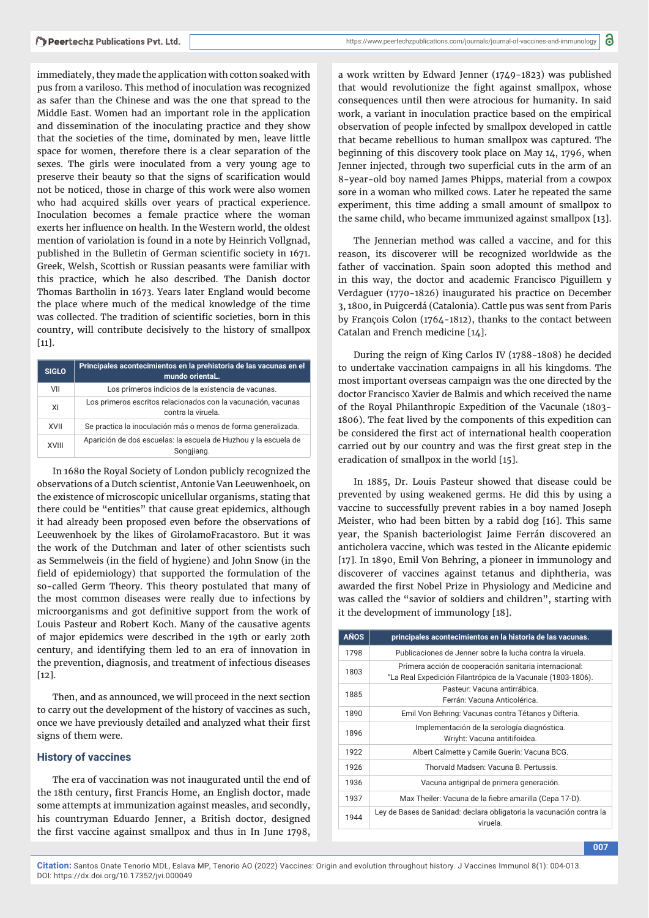immediately, they made the application with cotton soaked with pus from a variloso. This method of inoculation was recognized as safer than the Chinese and was the one that spread to the Middle East. Women had an important role in the application and dissemination of the inoculating practice and they show that the societies of the time, dominated by men, leave little space for women, therefore there is a clear separation of the sexes. The girls were inoculated from a very young age to preserve their beauty so that the signs of scarification would not be noticed, those in charge of this work were also women who had acquired skills over years of practical experience. Inoculation becomes a female practice where the woman exerts her influence on health. In the Western world, the oldest mention of variolation is found in a note by Heinrich Vollgnad, published in the Bulletin of German scientific society in 1671. Greek, Welsh, Scottish or Russian peasants were familiar with this practice, which he also described. The Danish doctor Thomas Bartholin in 1673. Years later England would become the place where much of the medical knowledge of the time was collected. The tradition of scientific societies, born in this country, will contribute decisively to the history of smallpox [11].

| SIGLO | Principales acontecimientos en la prehistoria de las vacunas en el mundo orientaL. |
|---|---|
| VII | Los primeros indicios de la existencia de vacunas. |
| XI | Los primeros escritos relacionados con la vacunación, vacunas contra la viruela. |
| XVII | Se practica la inoculación más o menos de forma generalizada. |
| XVIII | Aparición de dos escuelas: la escuela de Huzhou y la escuela de Songjiang. |

In 1680 the Royal Society of London publicly recognized the observations of a Dutch scientist, Antonie Van Leeuwenhoek, on the existence of microscopic unicellular organisms, stating that there could be "entities" that cause great epidemics, although it had already been proposed even before the observations of Leeuwenhoek by the likes of GirolamoFracastoro. But it was the work of the Dutchman and later of other scientists such as Semmelweis (in the field of hygiene) and John Snow (in the field of epidemiology) that supported the formulation of the so-called Germ Theory. This theory postulated that many of the most common diseases were really due to infections by microorganisms and got definitive support from the work of Louis Pasteur and Robert Koch. Many of the causative agents of major epidemics were described in the 19th or early 20th century, and identifying them led to an era of innovation in the prevention, diagnosis, and treatment of infectious diseases [12].

Then, and as announced, we will proceed in the next section to carry out the development of the history of vaccines as such, once we have previously detailed and analyzed what their first signs of them were.

## History of vaccines

The era of vaccination was not inaugurated until the end of the 18th century, first Francis Home, an English doctor, made some attempts at immunization against measles, and secondly, his countryman Eduardo Jenner, a British doctor, designed the first vaccine against smallpox and thus in In June 1798, a work written by Edward Jenner (1749-1823) was published that would revolutionize the fight against smallpox, whose consequences until then were atrocious for humanity. In said work, a variant in inoculation practice based on the empirical observation of people infected by smallpox developed in cattle that became rebellious to human smallpox was captured. The beginning of this discovery took place on May 14, 1796, when Jenner injected, through two superficial cuts in the arm of an 8-year-old boy named James Phipps, material from a cowpox sore in a woman who milked cows. Later he repeated the same experiment, this time adding a small amount of smallpox to the same child, who became immunized against smallpox [13].

The Jennerian method was called a vaccine, and for this reason, its discoverer will be recognized worldwide as the father of vaccination. Spain soon adopted this method and in this way, the doctor and academic Francisco Piguillem y Verdaguer (1770-1826) inaugurated his practice on December 3, 1800, in Puigcerdá (Catalonia). Cattle pus was sent from Paris by François Colon (1764-1812), thanks to the contact between Catalan and French medicine [14].

During the reign of King Carlos IV (1788-1808) he decided to undertake vaccination campaigns in all his kingdoms. The most important overseas campaign was the one directed by the doctor Francisco Xavier de Balmis and which received the name of the Royal Philanthropic Expedition of the Vacunale (1803-1806). The feat lived by the components of this expedition can be considered the first act of international health cooperation carried out by our country and was the first great step in the eradication of smallpox in the world [15].

In 1885, Dr. Louis Pasteur showed that disease could be prevented by using weakened germs. He did this by using a vaccine to successfully prevent rabies in a boy named Joseph Meister, who had been bitten by a rabid dog [16]. This same year, the Spanish bacteriologist Jaime Ferrán discovered an anticholera vaccine, which was tested in the Alicante epidemic [17]. In 1890, Emil Von Behring, a pioneer in immunology and discoverer of vaccines against tetanus and diphtheria, was awarded the first Nobel Prize in Physiology and Medicine and was called the "savior of soldiers and children", starting with it the development of immunology [18].

| AÑOS | principales acontecimientos en la historia de las vacunas. |
|---|---|
| 1798 | Publicaciones de Jenner sobre la lucha contra la viruela. |
| 1803 | Primera acción de cooperación sanitaria internacional: "La Real Expedición Filantrópica de la Vacunale (1803-1806). |
| 1885 | Pasteur: Vacuna antirrábica. Ferrán: Vacuna Anticolérica. |
| 1890 | Emil Von Behring: Vacunas contra Tétanos y Difteria. |
| 1896 | Implementación de la serología diagnóstica. Wriyht: Vacuna antitifoidea. |
| 1922 | Albert Calmette y Camile Guerin: Vacuna BCG. |
| 1926 | Thorvald Madsen: Vacuna B. Pertussis. |
| 1936 | Vacuna antigripal de primera generación. |
| 1937 | Max Theiler: Vacuna de la fiebre amarilla (Cepa 17-D). |
| 1944 | Ley de Bases de Sanidad: declara obligatoria la vacunación contra la viruela. |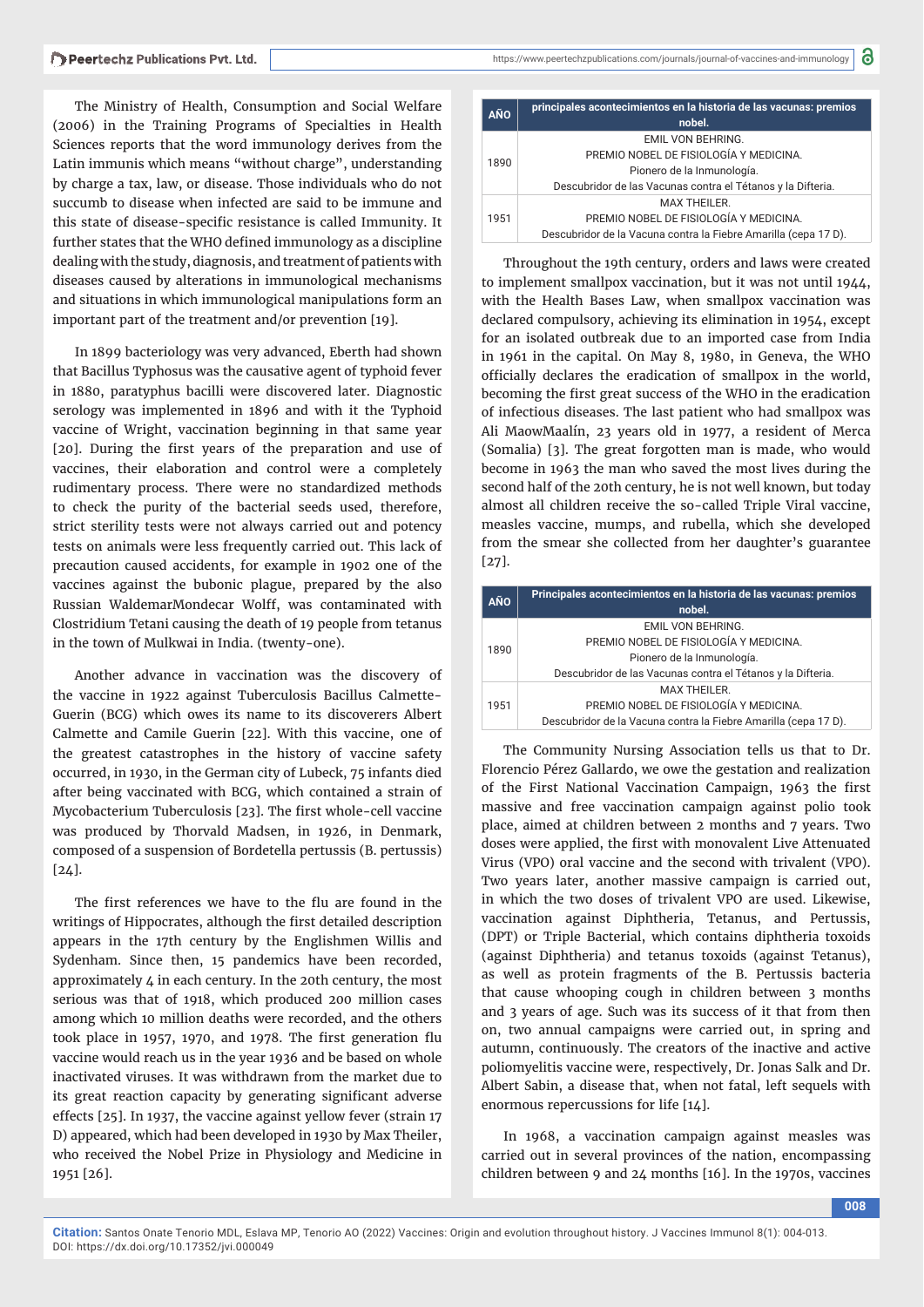The Ministry of Health, Consumption and Social Welfare (2006) in the Training Programs of Specialties in Health Sciences reports that the word immunology derives from the Latin immunis which means "without charge", understanding by charge a tax, law, or disease. Those individuals who do not succumb to disease when infected are said to be immune and this state of disease-specific resistance is called Immunity. It further states that the WHO defined immunology as a discipline dealing with the study, diagnosis, and treatment of patients with diseases caused by alterations in immunological mechanisms and situations in which immunological manipulations form an important part of the treatment and/or prevention [19].

In 1899 bacteriology was very advanced, Eberth had shown that Bacillus Typhosus was the causative agent of typhoid fever in 1880, paratyphus bacilli were discovered later. Diagnostic serology was implemented in 1896 and with it the Typhoid vaccine of Wright, vaccination beginning in that same year [20]. During the first years of the preparation and use of vaccines, their elaboration and control were a completely rudimentary process. There were no standardized methods to check the purity of the bacterial seeds used, therefore, strict sterility tests were not always carried out and potency tests on animals were less frequently carried out. This lack of precaution caused accidents, for example in 1902 one of the vaccines against the bubonic plague, prepared by the also Russian WaldemarMondecar Wolff, was contaminated with Clostridium Tetani causing the death of 19 people from tetanus in the town of Mulkwai in India. (twenty-one).

Another advance in vaccination was the discovery of the vaccine in 1922 against Tuberculosis Bacillus Calmette-Guerin (BCG) which owes its name to its discoverers Albert Calmette and Camile Guerin [22]. With this vaccine, one of the greatest catastrophes in the history of vaccine safety occurred, in 1930, in the German city of Lubeck, 75 infants died after being vaccinated with BCG, which contained a strain of Mycobacterium Tuberculosis [23]. The first whole-cell vaccine was produced by Thorvald Madsen, in 1926, in Denmark, composed of a suspension of Bordetella pertussis (B. pertussis) [24].

The first references we have to the flu are found in the writings of Hippocrates, although the first detailed description appears in the 17th century by the Englishmen Willis and Sydenham. Since then, 15 pandemics have been recorded, approximately 4 in each century. In the 20th century, the most serious was that of 1918, which produced 200 million cases among which 10 million deaths were recorded, and the others took place in 1957, 1970, and 1978. The first generation flu vaccine would reach us in the year 1936 and be based on whole inactivated viruses. It was withdrawn from the market due to its great reaction capacity by generating significant adverse effects [25]. In 1937, the vaccine against yellow fever (strain 17 D) appeared, which had been developed in 1930 by Max Theiler, who received the Nobel Prize in Physiology and Medicine in 1951 [26].

| AÑO | principales acontecimientos en la historia de las vacunas: premios nobel. |
|---|---|
| 1890 | EMIL VON BEHRING.<br>PREMIO NOBEL DE FISIOLOGÍA Y MEDICINA.<br>Pionero de la Inmunología.<br>Descubridor de las Vacunas contra el Tétanos y la Difteria. |
| 1951 | MAX THEILER.<br>PREMIO NOBEL DE FISIOLOGÍA Y MEDICINA.<br>Descubridor de la Vacuna contra la Fiebre Amarilla (cepa 17 D). |

Throughout the 19th century, orders and laws were created to implement smallpox vaccination, but it was not until 1944, with the Health Bases Law, when smallpox vaccination was declared compulsory, achieving its elimination in 1954, except for an isolated outbreak due to an imported case from India in 1961 in the capital. On May 8, 1980, in Geneva, the WHO officially declares the eradication of smallpox in the world, becoming the first great success of the WHO in the eradication of infectious diseases. The last patient who had smallpox was Ali MaowMaalín, 23 years old in 1977, a resident of Merca (Somalia) [3]. The great forgotten man is made, who would become in 1963 the man who saved the most lives during the second half of the 20th century, he is not well known, but today almost all children receive the so-called Triple Viral vaccine, measles vaccine, mumps, and rubella, which she developed from the smear she collected from her daughter's guarantee [27].

| AÑO | Principales acontecimientos en la historia de las vacunas: premios nobel. |
|---|---|
| 1890 | EMIL VON BEHRING.<br>PREMIO NOBEL DE FISIOLOGÍA Y MEDICINA.<br>Pionero de la Inmunología.<br>Descubridor de las Vacunas contra el Tétanos y la Difteria. |
| 1951 | MAX THEILER.<br>PREMIO NOBEL DE FISIOLOGÍA Y MEDICINA.<br>Descubridor de la Vacuna contra la Fiebre Amarilla (cepa 17 D). |

The Community Nursing Association tells us that to Dr. Florencio Pérez Gallardo, we owe the gestation and realization of the First National Vaccination Campaign, 1963 the first massive and free vaccination campaign against polio took place, aimed at children between 2 months and 7 years. Two doses were applied, the first with monovalent Live Attenuated Virus (VPO) oral vaccine and the second with trivalent (VPO). Two years later, another massive campaign is carried out, in which the two doses of trivalent VPO are used. Likewise, vaccination against Diphtheria, Tetanus, and Pertussis, (DPT) or Triple Bacterial, which contains diphtheria toxoids (against Diphtheria) and tetanus toxoids (against Tetanus), as well as protein fragments of the B. Pertussis bacteria that cause whooping cough in children between 3 months and 3 years of age. Such was its success of it that from then on, two annual campaigns were carried out, in spring and autumn, continuously. The creators of the inactive and active poliomyelitis vaccine were, respectively, Dr. Jonas Salk and Dr. Albert Sabin, a disease that, when not fatal, left sequels with enormous repercussions for life [14].

In 1968, a vaccination campaign against measles was carried out in several provinces of the nation, encompassing children between 9 and 24 months [16]. In the 1970s, vaccines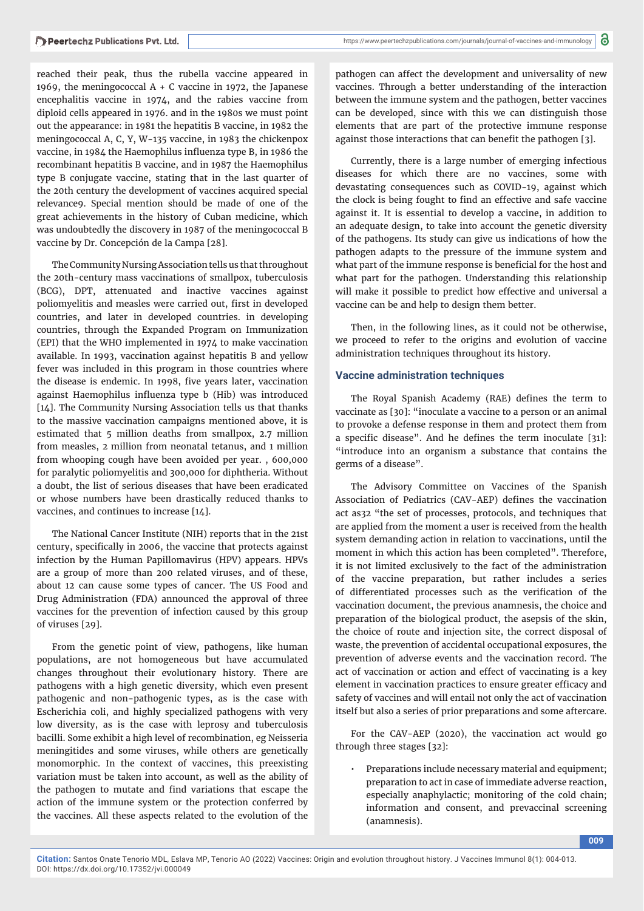reached their peak, thus the rubella vaccine appeared in 1969, the meningococcal A + C vaccine in 1972, the Japanese encephalitis vaccine in 1974, and the rabies vaccine from diploid cells appeared in 1976. and in the 1980s we must point out the appearance: in 1981 the hepatitis B vaccine, in 1982 the meningococcal A, C, Y, W-135 vaccine, in 1983 the chickenpox vaccine, in 1984 the Haemophilus influenza type B, in 1986 the recombinant hepatitis B vaccine, and in 1987 the Haemophilus type B conjugate vaccine, stating that in the last quarter of the 20th century the development of vaccines acquired special relevance9. Special mention should be made of one of the great achievements in the history of Cuban medicine, which was undoubtedly the discovery in 1987 of the meningococcal B vaccine by Dr. Concepción de la Campa [28].

The Community Nursing Association tells us that throughout the 20th-century mass vaccinations of smallpox, tuberculosis (BCG), DPT, attenuated and inactive vaccines against poliomyelitis and measles were carried out, first in developed countries, and later in developed countries. in developing countries, through the Expanded Program on Immunization (EPI) that the WHO implemented in 1974 to make vaccination available. In 1993, vaccination against hepatitis B and yellow fever was included in this program in those countries where the disease is endemic. In 1998, five years later, vaccination against Haemophilus influenza type b (Hib) was introduced [14]. The Community Nursing Association tells us that thanks to the massive vaccination campaigns mentioned above, it is estimated that 5 million deaths from smallpox, 2.7 million from measles, 2 million from neonatal tetanus, and 1 million from whooping cough have been avoided per year. , 600,000 for paralytic poliomyelitis and 300,000 for diphtheria. Without a doubt, the list of serious diseases that have been eradicated or whose numbers have been drastically reduced thanks to vaccines, and continues to increase [14].

The National Cancer Institute (NIH) reports that in the 21st century, specifically in 2006, the vaccine that protects against infection by the Human Papillomavirus (HPV) appears. HPVs are a group of more than 200 related viruses, and of these, about 12 can cause some types of cancer. The US Food and Drug Administration (FDA) announced the approval of three vaccines for the prevention of infection caused by this group of viruses [29].

From the genetic point of view, pathogens, like human populations, are not homogeneous but have accumulated changes throughout their evolutionary history. There are pathogens with a high genetic diversity, which even present pathogenic and non-pathogenic types, as is the case with Escherichia coli, and highly specialized pathogens with very low diversity, as is the case with leprosy and tuberculosis bacilli. Some exhibit a high level of recombination, eg Neisseria meningitides and some viruses, while others are genetically monomorphic. In the context of vaccines, this preexisting variation must be taken into account, as well as the ability of the pathogen to mutate and find variations that escape the action of the immune system or the protection conferred by the vaccines. All these aspects related to the evolution of the pathogen can affect the development and universality of new vaccines. Through a better understanding of the interaction between the immune system and the pathogen, better vaccines can be developed, since with this we can distinguish those elements that are part of the protective immune response against those interactions that can benefit the pathogen [3].

Currently, there is a large number of emerging infectious diseases for which there are no vaccines, some with devastating consequences such as COVID-19, against which the clock is being fought to find an effective and safe vaccine against it. It is essential to develop a vaccine, in addition to an adequate design, to take into account the genetic diversity of the pathogens. Its study can give us indications of how the pathogen adapts to the pressure of the immune system and what part of the immune response is beneficial for the host and what part for the pathogen. Understanding this relationship will make it possible to predict how effective and universal a vaccine can be and help to design them better.

Then, in the following lines, as it could not be otherwise, we proceed to refer to the origins and evolution of vaccine administration techniques throughout its history.

### Vaccine administration techniques

The Royal Spanish Academy (RAE) defines the term to vaccinate as [30]: "inoculate a vaccine to a person or an animal to provoke a defense response in them and protect them from a specific disease". And he defines the term inoculate [31]: "introduce into an organism a substance that contains the germs of a disease".

The Advisory Committee on Vaccines of the Spanish Association of Pediatrics (CAV-AEP) defines the vaccination act as32 "the set of processes, protocols, and techniques that are applied from the moment a user is received from the health system demanding action in relation to vaccinations, until the moment in which this action has been completed". Therefore, it is not limited exclusively to the fact of the administration of the vaccine preparation, but rather includes a series of differentiated processes such as the verification of the vaccination document, the previous anamnesis, the choice and preparation of the biological product, the asepsis of the skin, the choice of route and injection site, the correct disposal of waste, the prevention of accidental occupational exposures, the prevention of adverse events and the vaccination record. The act of vaccination or action and effect of vaccinating is a key element in vaccination practices to ensure greater efficacy and safety of vaccines and will entail not only the act of vaccination itself but also a series of prior preparations and some aftercare.

For the CAV-AEP (2020), the vaccination act would go through three stages [32]:

- Preparations include necessary material and equipment; preparation to act in case of immediate adverse reaction, especially anaphylactic; monitoring of the cold chain; information and consent, and prevaccinal screening (anamnesis).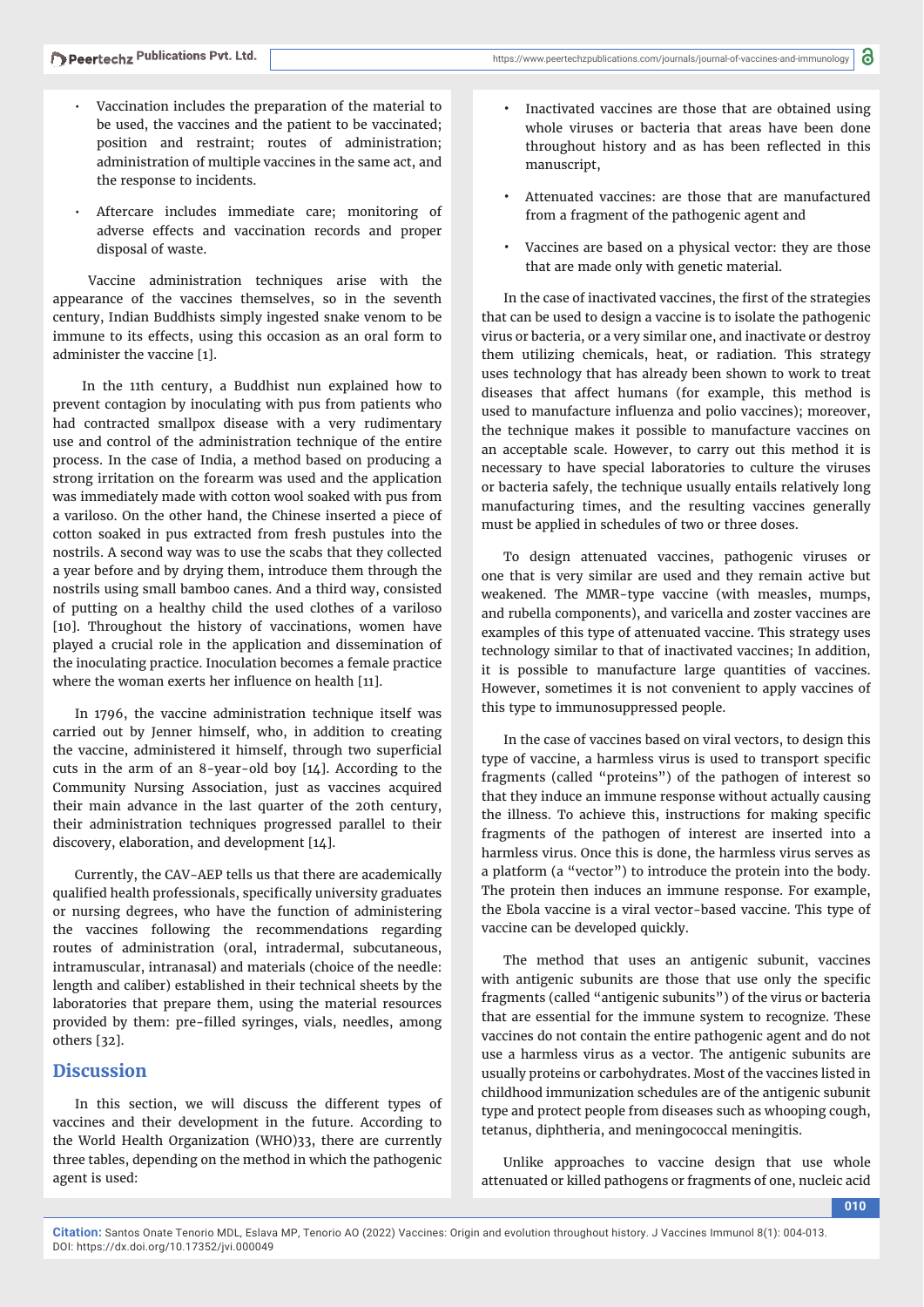- Vaccination includes the preparation of the material to be used, the vaccines and the patient to be vaccinated; position and restraint; routes of administration; administration of multiple vaccines in the same act, and the response to incidents.
- Aftercare includes immediate care; monitoring of adverse effects and vaccination records and proper disposal of waste.

Vaccine administration techniques arise with the appearance of the vaccines themselves, so in the seventh century, Indian Buddhists simply ingested snake venom to be immune to its effects, using this occasion as an oral form to administer the vaccine [1].

In the 11th century, a Buddhist nun explained how to prevent contagion by inoculating with pus from patients who had contracted smallpox disease with a very rudimentary use and control of the administration technique of the entire process. In the case of India, a method based on producing a strong irritation on the forearm was used and the application was immediately made with cotton wool soaked with pus from a variloso. On the other hand, the Chinese inserted a piece of cotton soaked in pus extracted from fresh pustules into the nostrils. A second way was to use the scabs that they collected a year before and by drying them, introduce them through the nostrils using small bamboo canes. And a third way, consisted of putting on a healthy child the used clothes of a variloso [10]. Throughout the history of vaccinations, women have played a crucial role in the application and dissemination of the inoculating practice. Inoculation becomes a female practice where the woman exerts her influence on health [11].

In 1796, the vaccine administration technique itself was carried out by Jenner himself, who, in addition to creating the vaccine, administered it himself, through two superficial cuts in the arm of an 8-year-old boy [14]. According to the Community Nursing Association, just as vaccines acquired their main advance in the last quarter of the 20th century, their administration techniques progressed parallel to their discovery, elaboration, and development [14].

Currently, the CAV-AEP tells us that there are academically qualified health professionals, specifically university graduates or nursing degrees, who have the function of administering the vaccines following the recommendations regarding routes of administration (oral, intradermal, subcutaneous, intramuscular, intranasal) and materials (choice of the needle: length and caliber) established in their technical sheets by the laboratories that prepare them, using the material resources provided by them: pre-filled syringes, vials, needles, among others [32].

## Discussion

In this section, we will discuss the different types of vaccines and their development in the future. According to the World Health Organization (WHO)33, there are currently three tables, depending on the method in which the pathogenic agent is used:

- Inactivated vaccines are those that are obtained using whole viruses or bacteria that areas have been done throughout history and as has been reflected in this manuscript,
- Attenuated vaccines: are those that are manufactured from a fragment of the pathogenic agent and
- Vaccines are based on a physical vector: they are those that are made only with genetic material.

In the case of inactivated vaccines, the first of the strategies that can be used to design a vaccine is to isolate the pathogenic virus or bacteria, or a very similar one, and inactivate or destroy them utilizing chemicals, heat, or radiation. This strategy uses technology that has already been shown to work to treat diseases that affect humans (for example, this method is used to manufacture influenza and polio vaccines); moreover, the technique makes it possible to manufacture vaccines on an acceptable scale. However, to carry out this method it is necessary to have special laboratories to culture the viruses or bacteria safely, the technique usually entails relatively long manufacturing times, and the resulting vaccines generally must be applied in schedules of two or three doses.

To design attenuated vaccines, pathogenic viruses or one that is very similar are used and they remain active but weakened. The MMR-type vaccine (with measles, mumps, and rubella components), and varicella and zoster vaccines are examples of this type of attenuated vaccine. This strategy uses technology similar to that of inactivated vaccines; In addition, it is possible to manufacture large quantities of vaccines. However, sometimes it is not convenient to apply vaccines of this type to immunosuppressed people.

In the case of vaccines based on viral vectors, to design this type of vaccine, a harmless virus is used to transport specific fragments (called "proteins") of the pathogen of interest so that they induce an immune response without actually causing the illness. To achieve this, instructions for making specific fragments of the pathogen of interest are inserted into a harmless virus. Once this is done, the harmless virus serves as a platform (a "vector") to introduce the protein into the body. The protein then induces an immune response. For example, the Ebola vaccine is a viral vector-based vaccine. This type of vaccine can be developed quickly.

The method that uses an antigenic subunit, vaccines with antigenic subunits are those that use only the specific fragments (called "antigenic subunits") of the virus or bacteria that are essential for the immune system to recognize. These vaccines do not contain the entire pathogenic agent and do not use a harmless virus as a vector. The antigenic subunits are usually proteins or carbohydrates. Most of the vaccines listed in childhood immunization schedules are of the antigenic subunit type and protect people from diseases such as whooping cough, tetanus, diphtheria, and meningococcal meningitis.

Unlike approaches to vaccine design that use whole attenuated or killed pathogens or fragments of one, nucleic acid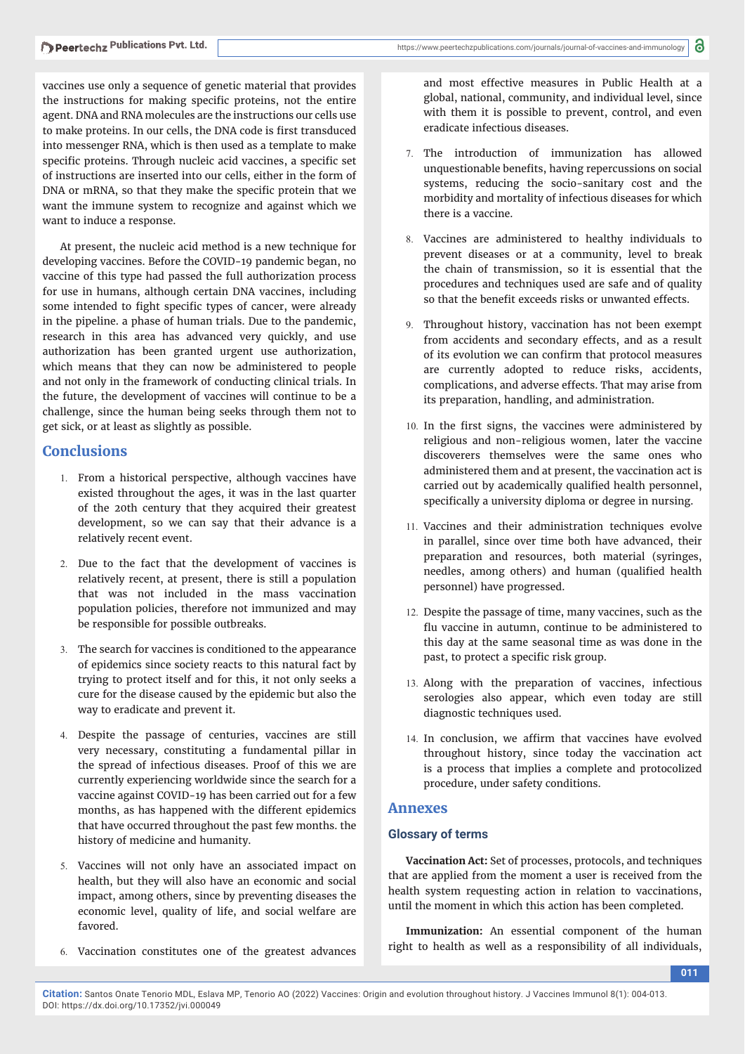vaccines use only a sequence of genetic material that provides the instructions for making specific proteins, not the entire agent. DNA and RNA molecules are the instructions our cells use to make proteins. In our cells, the DNA code is first transduced into messenger RNA, which is then used as a template to make specific proteins. Through nucleic acid vaccines, a specific set of instructions are inserted into our cells, either in the form of DNA or mRNA, so that they make the specific protein that we want the immune system to recognize and against which we want to induce a response.

At present, the nucleic acid method is a new technique for developing vaccines. Before the COVID-19 pandemic began, no vaccine of this type had passed the full authorization process for use in humans, although certain DNA vaccines, including some intended to fight specific types of cancer, were already in the pipeline. a phase of human trials. Due to the pandemic, research in this area has advanced very quickly, and use authorization has been granted urgent use authorization, which means that they can now be administered to people and not only in the framework of conducting clinical trials. In the future, the development of vaccines will continue to be a challenge, since the human being seeks through them not to get sick, or at least as slightly as possible.

## Conclusions

1. From a historical perspective, although vaccines have existed throughout the ages, it was in the last quarter of the 20th century that they acquired their greatest development, so we can say that their advance is a relatively recent event.

2. Due to the fact that the development of vaccines is relatively recent, at present, there is still a population that was not included in the mass vaccination population policies, therefore not immunized and may be responsible for possible outbreaks.

3. The search for vaccines is conditioned to the appearance of epidemics since society reacts to this natural fact by trying to protect itself and for this, it not only seeks a cure for the disease caused by the epidemic but also the way to eradicate and prevent it.

4. Despite the passage of centuries, vaccines are still very necessary, constituting a fundamental pillar in the spread of infectious diseases. Proof of this we are currently experiencing worldwide since the search for a vaccine against COVID-19 has been carried out for a few months, as has happened with the different epidemics that have occurred throughout the past few months. the history of medicine and humanity.

5. Vaccines will not only have an associated impact on health, but they will also have an economic and social impact, among others, since by preventing diseases the economic level, quality of life, and social welfare are favored.

6. Vaccination constitutes one of the greatest advances and most effective measures in Public Health at a global, national, community, and individual level, since with them it is possible to prevent, control, and even eradicate infectious diseases.

7. The introduction of immunization has allowed unquestionable benefits, having repercussions on social systems, reducing the socio-sanitary cost and the morbidity and mortality of infectious diseases for which there is a vaccine.

8. Vaccines are administered to healthy individuals to prevent diseases or at a community, level to break the chain of transmission, so it is essential that the procedures and techniques used are safe and of quality so that the benefit exceeds risks or unwanted effects.

9. Throughout history, vaccination has not been exempt from accidents and secondary effects, and as a result of its evolution we can confirm that protocol measures are currently adopted to reduce risks, accidents, complications, and adverse effects. That may arise from its preparation, handling, and administration.

10. In the first signs, the vaccines were administered by religious and non-religious women, later the vaccine discoverers themselves were the same ones who administered them and at present, the vaccination act is carried out by academically qualified health personnel, specifically a university diploma or degree in nursing.

11. Vaccines and their administration techniques evolve in parallel, since over time both have advanced, their preparation and resources, both material (syringes, needles, among others) and human (qualified health personnel) have progressed.

12. Despite the passage of time, many vaccines, such as the flu vaccine in autumn, continue to be administered to this day at the same seasonal time as was done in the past, to protect a specific risk group.

13. Along with the preparation of vaccines, infectious serologies also appear, which even today are still diagnostic techniques used.

14. In conclusion, we affirm that vaccines have evolved throughout history, since today the vaccination act is a process that implies a complete and protocolized procedure, under safety conditions.

## Annexes

### Glossary of terms

**Vaccination Act:** Set of processes, protocols, and techniques that are applied from the moment a user is received from the health system requesting action in relation to vaccinations, until the moment in which this action has been completed.

**Immunization:** An essential component of the human right to health as well as a responsibility of all individuals,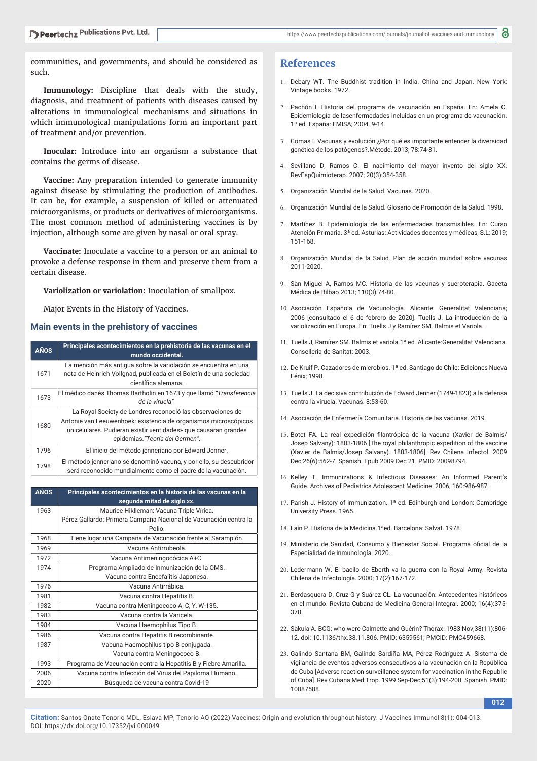communities, and governments, and should be considered as such.

**Immunology:** Discipline that deals with the study, diagnosis, and treatment of patients with diseases caused by alterations in immunological mechanisms and situations in which immunological manipulations form an important part of treatment and/or prevention.

**Inocular:** Introduce into an organism a substance that contains the germs of disease.

**Vaccine:** Any preparation intended to generate immunity against disease by stimulating the production of antibodies. It can be, for example, a suspension of killed or attenuated microorganisms, or products or derivatives of microorganisms. The most common method of administering vaccines is by injection, although some are given by nasal or oral spray.

**Vaccinate:** Inoculate a vaccine to a person or an animal to provoke a defense response in them and preserve them from a certain disease.

**Variolization or variolation:** Inoculation of smallpox.

Major Events in the History of Vaccines.

### Main events in the prehistory of vaccines

| AÑOS | Principales acontecimientos en la prehistoria de las vacunas en el mundo occidental. |
|---|---|
| 1671 | La mención más antigua sobre la variolación se encuentra en una nota de Heinrich Vollgnad, publicada en el Boletín de una sociedad científica alemana. |
| 1673 | El médico danés Thomas Bartholin en 1673 y que llamó *"Transferencia de la viruela"*. |
| 1680 | La Royal Society de Londres reconoció las observaciones de Antonie van Leeuwenhoek: existencia de organismos microscópicos unicelulares. Pudieran existir «entidades» que causaran grandes epidemias.*"Teoría del Germen"*. |
| 1796 | El inicio del método jenneriano por Edward Jenner. |
| 1798 | El método jenneriano se denominó vacuna, y por ello, su descubridor será reconocido mundialmente como el padre de la vacunación. |

| AÑOS | Principales acontecimientos en la historia de las vacunas en la segunda mitad de siglo xx. |
|---|---|
| 1963 | Maurice Hiklleman: Vacuna Triple Vírica.<br>Pérez Gallardo: Primera Campaña Nacional de Vacunación contra la Polio. |
| 1968 | Tiene lugar una Campaña de Vacunación frente al Sarampión. |
| 1969 | Vacuna Antirrubeola. |
| 1972 | Vacuna Antimeningocócica A+C. |
| 1974 | Programa Ampliado de Inmunización de la OMS.<br>Vacuna contra Encefalitis Japonesa. |
| 1976 | Vacuna Antirrábica. |
| 1981 | Vacuna contra Hepatitis B. |
| 1982 | Vacuna contra Meningococo A, C, Y, W-135. |
| 1983 | Vacuna contra la Varicela. |
| 1984 | Vacuna Haemophilus Tipo B. |
| 1986 | Vacuna contra Hepatitis B recombinante. |
| 1987 | Vacuna Haemophilus tipo B conjugada.<br>Vacuna contra Meningococo B. |
| 1993 | Programa de Vacunación contra la Hepatitis B y Fiebre Amarilla. |
| 2006 | Vacuna contra Infección del Virus del Papiloma Humano. |
| 2020 | Búsqueda de vacuna contra Covid-19 |

## References

1. Debary WT. The Buddhist tradition in India. China and Japan. New York: Vintage books. 1972.
2. Pachón I. Historia del programa de vacunación en España. En: Amela C. Epidemiología de lasenfermedades incluidas en un programa de vacunación. 1ª ed. España: EMISA; 2004. 9-14.
3. Comas I. Vacunas y evolución ¿Por qué es importante entender la diversidad genética de los patógenos?.Métode. 2013; 78:74-81.
4. Sevillano D, Ramos C. El nacimiento del mayor invento del siglo XX. RevEspQuimioterap. 2007; 20(3):354-358.
5. Organización Mundial de la Salud. Vacunas. 2020.
6. Organización Mundial de la Salud. Glosario de Promoción de la Salud. 1998.
7. Martínez B. Epidemiología de las enfermedades transmisibles. En: Curso Atención Primaria. 3ª ed. Asturias: Actividades docentes y médicas, S.L; 2019; 151-168.
8. Organización Mundial de la Salud. Plan de acción mundial sobre vacunas 2011-2020.
9. San Miguel A, Ramos MC. Historia de las vacunas y sueroterapia. Gaceta Médica de Bilbao.2013; 110(3):74-80.
10. Asociación Española de Vacunología. Alicante: Generalitat Valenciana; 2006 [consultado el 6 de febrero de 2020]. Tuells J. La introducción de la variolización en Europa. En: Tuells J y Ramírez SM. Balmis et Variola.
11. Tuells J, Ramírez SM. Balmis et variola.1ª ed. Alicante:Generalitat Valenciana. Conselleria de Sanitat; 2003.
12. De Kruif P. Cazadores de microbios. 1ª ed. Santiago de Chile: Ediciones Nueva Fénix; 1998.
13. Tuells J. La decisiva contribución de Edward Jenner (1749-1823) a la defensa contra la viruela. Vacunas. 8:53-60.
14. Asociación de Enfermería Comunitaria. Historia de las vacunas. 2019.
15. Botet FA. La real expedición filantrópica de la vacuna (Xavier de Balmis/ Josep Salvany): 1803-1806 [The royal philanthropic expedition of the vaccine (Xavier de Balmis/Josep Salvany). 1803-1806]. Rev Chilena Infectol. 2009 Dec;26(6):562-7. Spanish. Epub 2009 Dec 21. PMID: 20098794.
16. Kelley T. Immunizations & Infectious Diseases: An Informed Parent's Guide. Archives of Pediatrics Adolescent Medicine. 2006; 160:986-987.
17. Parish J. History of immunization. 1ª ed. Edinburgh and London: Cambridge University Press. 1965.
18. Laín P. Historia de la Medicina.1ªed. Barcelona: Salvat. 1978.
19. Ministerio de Sanidad, Consumo y Bienestar Social. Programa oficial de la Especialidad de Inmunología. 2020.
20. Ledermann W. El bacilo de Eberth va la guerra con la Royal Army. Revista Chilena de Infectología. 2000; 17(2):167-172.
21. Berdasquera D, Cruz G y Suárez CL. La vacunación: Antecedentes históricos en el mundo. Revista Cubana de Medicina General Integral. 2000; 16(4):375-378.
22. Sakula A. BCG: who were Calmette and Guérin? Thorax. 1983 Nov;38(11):806-12. doi: 10.1136/thx.38.11.806. PMID: 6359561; PMCID: PMC459668.
23. Galindo Santana BM, Galindo Sardiña MA, Pérez Rodríguez A. Sistema de vigilancia de eventos adversos consecutivos a la vacunación en la República de Cuba [Adverse reaction surveillance system for vaccination in the Republic of Cuba]. Rev Cubana Med Trop. 1999 Sep-Dec;51(3):194-200. Spanish. PMID: 10887588.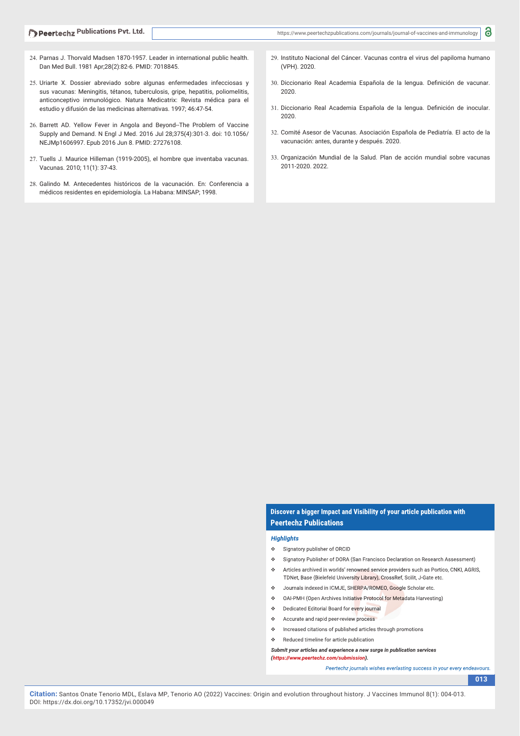24. Parnas J. Thorvald Madsen 1870-1957. Leader in international public health. Dan Med Bull. 1981 Apr;28(2):82-6. PMID: 7018845.

25. Uriarte X. Dossier abreviado sobre algunas enfermedades infecciosas y sus vacunas: Meningitis, tétanos, tuberculosis, gripe, hepatitis, poliomelitis, anticonceptivo inmunológico. Natura Medicatrix: Revista médica para el estudio y difusión de las medicinas alternativas. 1997; 46:47-54.

26. Barrett AD. Yellow Fever in Angola and Beyond--The Problem of Vaccine Supply and Demand. N Engl J Med. 2016 Jul 28;375(4):301-3. doi: 10.1056/NEJMp1606997. Epub 2016 Jun 8. PMID: 27276108.

27. Tuells J. Maurice Hilleman (1919-2005), el hombre que inventaba vacunas. Vacunas. 2010; 11(1): 37-43.

28. Galindo M. Antecedentes históricos de la vacunación. En: Conferencia a médicos residentes en epidemiología. La Habana: MINSAP; 1998.

29. Instituto Nacional del Cáncer. Vacunas contra el virus del papiloma humano (VPH). 2020.

30. Diccionario Real Academia Española de la lengua. Definición de vacunar. 2020.

31. Diccionario Real Academia Española de la lengua. Definición de inocular. 2020.

32. Comité Asesor de Vacunas. Asociación Española de Pediatría. El acto de la vacunación: antes, durante y después. 2020.

33. Organización Mundial de la Salud. Plan de acción mundial sobre vacunas 2011-2020. 2022.

**Discover a bigger Impact and Visibility of your article publication with Peertechz Publications**

***Highlights***

- Signatory publisher of ORCID
- Signatory Publisher of DORA (San Francisco Declaration on Research Assessment)
- Articles archived in worlds' renowned service providers such as Portico, CNKI, AGRIS, TDNet, Base (Bielefeld University Library), CrossRef, Scilit, J-Gate etc.
- Journals indexed in ICMJE, SHERPA/ROMEO, Google Scholar etc.
- OAI-PMH (Open Archives Initiative Protocol for Metadata Harvesting)
- Dedicated Editorial Board for every journal
- Accurate and rapid peer-review process
- Increased citations of published articles through promotions
- Reduced timeline for article publication

***Submit your articles and experience a new surge in publication services (https://www.peertechz.com/submission).***

*Peertechz journals wishes everlasting success in your every endeavours.*

**Citation:** Santos Onate Tenorio MDL, Eslava MP, Tenorio AO (2022) Vaccines: Origin and evolution throughout history. J Vaccines Immunol 8(1): 004-013. DOI: https://dx.doi.org/10.17352/jvi.000049